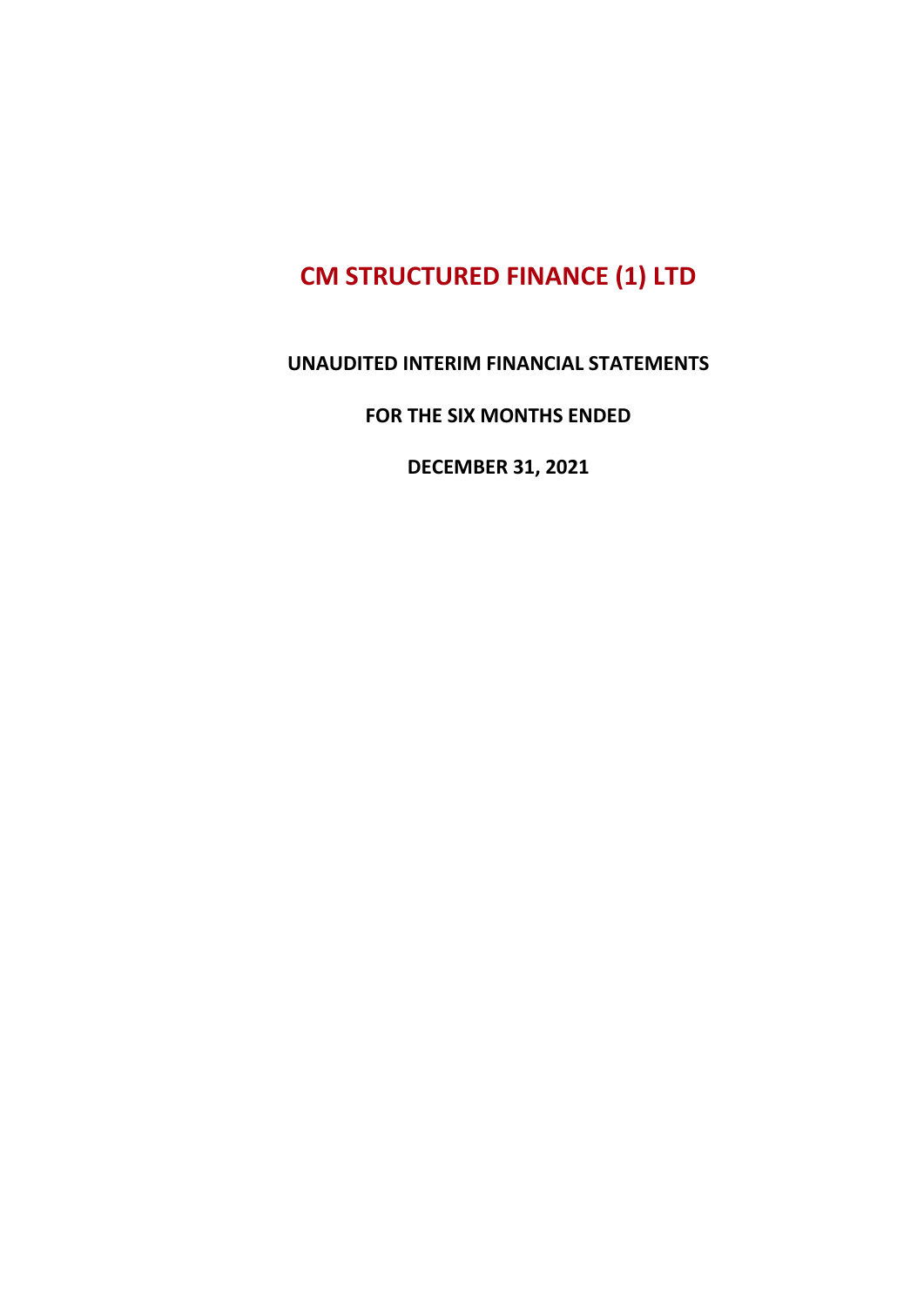# CM STRUCTURED FINANCE (1) LTD

**UNAUDITED INTERIM FINANCIAL STATEMENTS**

**FOR THE SIX MONTHS ENDED**

**DECEMBER 31, 2021**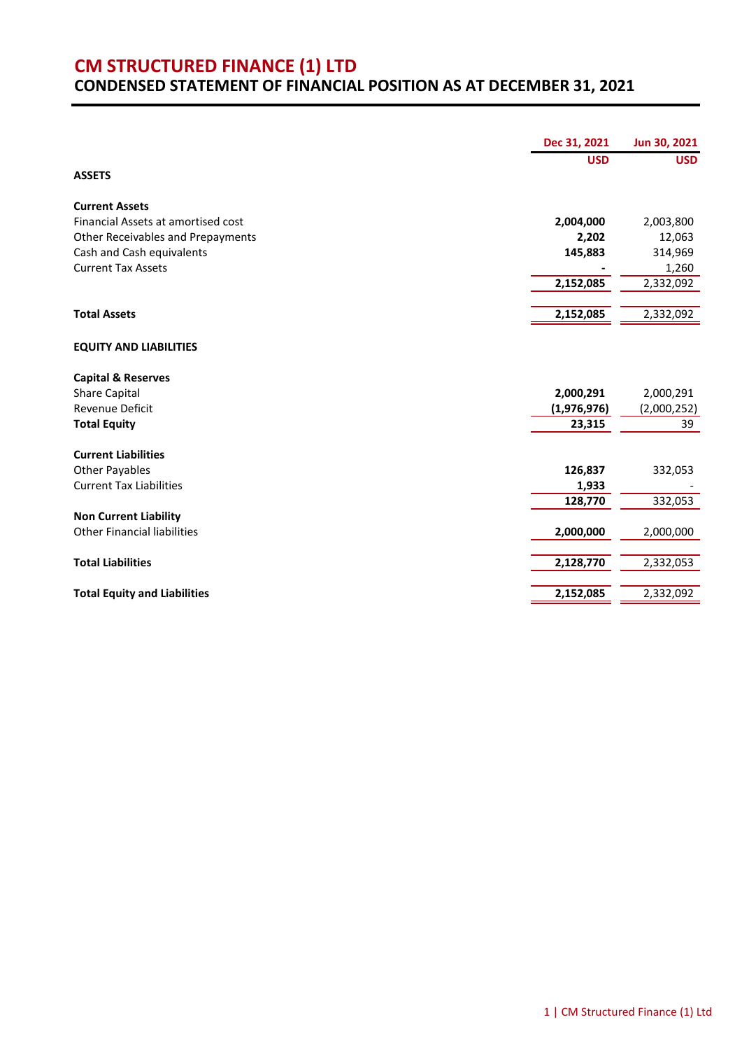# CM STRUCTURED FINANCE (1) LTD

## CONDENSED STATEMENT OF FINANCIAL POSITION AS AT DECEMBER 31, 2021

| | Dec 31, 2021 | Jun 30, 2021 |
|---|---|---|
| | USD | USD |
| **ASSETS** | | |
| **Current Assets** | | |
| Financial Assets at amortised cost | **2,004,000** | 2,003,800 |
| Other Receivables and Prepayments | **2,202** | 12,063 |
| Cash and Cash equivalents | **145,883** | 314,969 |
| Current Tax Assets | **-** | 1,260 |
| | **2,152,085** | 2,332,092 |
| **Total Assets** | **2,152,085** | 2,332,092 |
| **EQUITY AND LIABILITIES** | | |
| **Capital & Reserves** | | |
| Share Capital | **2,000,291** | 2,000,291 |
| Revenue Deficit | **(1,976,976)** | (2,000,252) |
| **Total Equity** | **23,315** | 39 |
| **Current Liabilities** | | |
| Other Payables | **126,837** | 332,053 |
| Current Tax Liabilities | **1,933** | - |
| | **128,770** | 332,053 |
| **Non Current Liability** | | |
| Other Financial liabilities | **2,000,000** | 2,000,000 |
| **Total Liabilities** | **2,128,770** | 2,332,053 |
| **Total Equity and Liabilities** | **2,152,085** | 2,332,092 |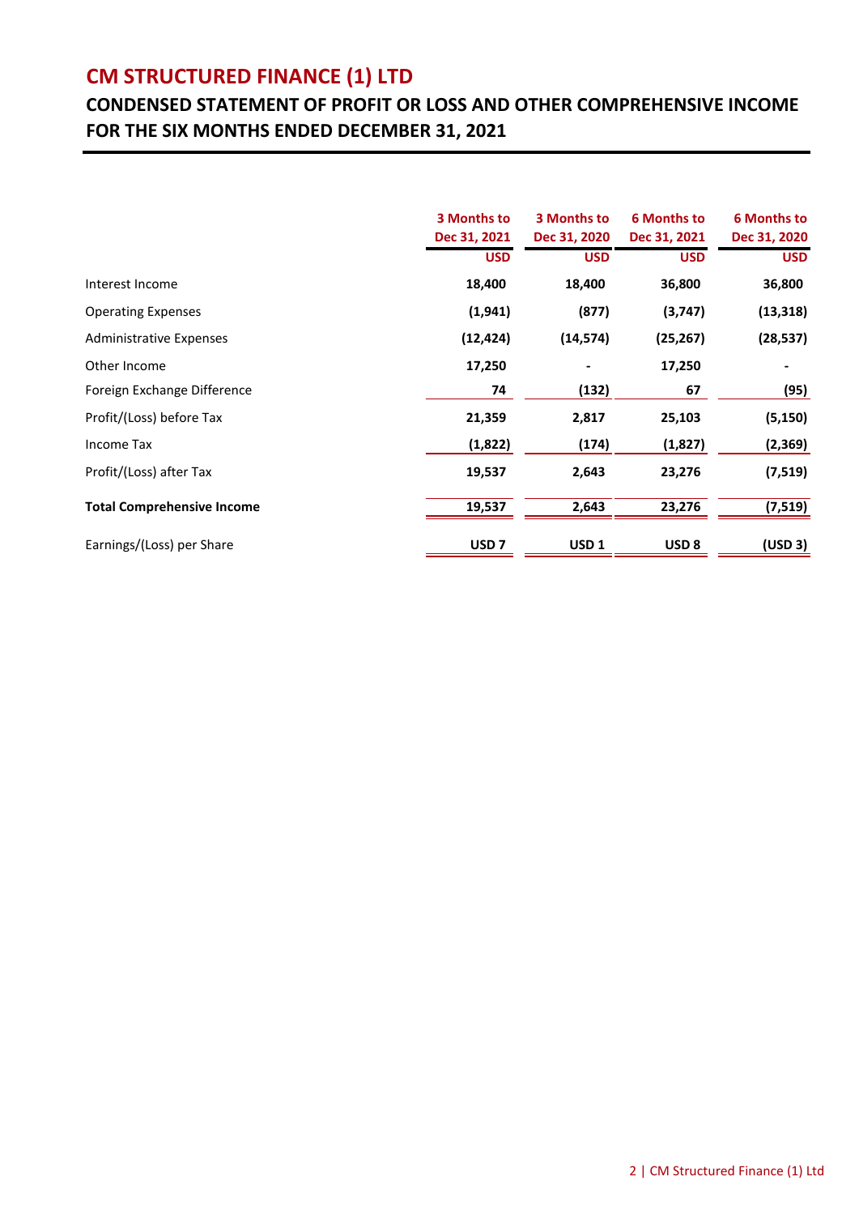# CM STRUCTURED FINANCE (1) LTD

## CONDENSED STATEMENT OF PROFIT OR LOSS AND OTHER COMPREHENSIVE INCOME FOR THE SIX MONTHS ENDED DECEMBER 31, 2021

| | 3 Months to Dec 31, 2021 | 3 Months to Dec 31, 2020 | 6 Months to Dec 31, 2021 | 6 Months to Dec 31, 2020 |
|---|---|---|---|---|
| | **USD** | **USD** | **USD** | **USD** |
| Interest Income | **18,400** | **18,400** | **36,800** | **36,800** |
| Operating Expenses | **(1,941)** | **(877)** | **(3,747)** | **(13,318)** |
| Administrative Expenses | **(12,424)** | **(14,574)** | **(25,267)** | **(28,537)** |
| Other Income | **17,250** | **-** | **17,250** | **-** |
| Foreign Exchange Difference | **74** | **(132)** | **67** | **(95)** |
| Profit/(Loss) before Tax | **21,359** | **2,817** | **25,103** | **(5,150)** |
| Income Tax | **(1,822)** | **(174)** | **(1,827)** | **(2,369)** |
| Profit/(Loss) after Tax | **19,537** | **2,643** | **23,276** | **(7,519)** |
| **Total Comprehensive Income** | **19,537** | **2,643** | **23,276** | **(7,519)** |
| Earnings/(Loss) per Share | **USD 7** | **USD 1** | **USD 8** | **(USD 3)** |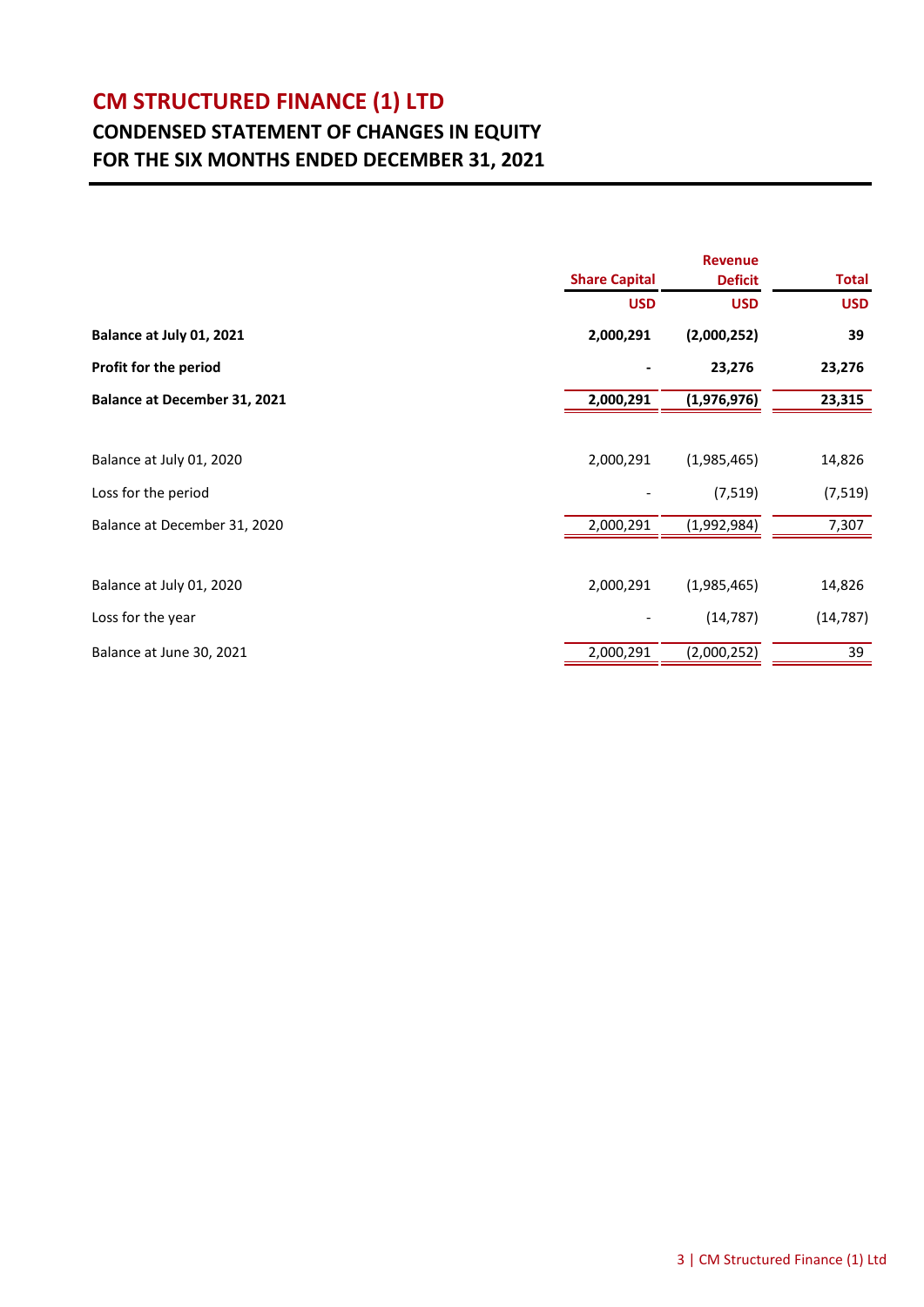# CM STRUCTURED FINANCE (1) LTD

## CONDENSED STATEMENT OF CHANGES IN EQUITY
## FOR THE SIX MONTHS ENDED DECEMBER 31, 2021

| | Share Capital | Revenue Deficit | Total |
|---|---|---|---|
| | USD | USD | USD |
| **Balance at July 01, 2021** | **2,000,291** | **(2,000,252)** | **39** |
| **Profit for the period** | **-** | **23,276** | **23,276** |
| **Balance at December 31, 2021** | **2,000,291** | **(1,976,976)** | **23,315** |
| | | | |
| Balance at July 01, 2020 | 2,000,291 | (1,985,465) | 14,826 |
| Loss for the period | - | (7,519) | (7,519) |
| Balance at December 31, 2020 | 2,000,291 | (1,992,984) | 7,307 |
| | | | |
| Balance at July 01, 2020 | 2,000,291 | (1,985,465) | 14,826 |
| Loss for the year | - | (14,787) | (14,787) |
| Balance at June 30, 2021 | 2,000,291 | (2,000,252) | 39 |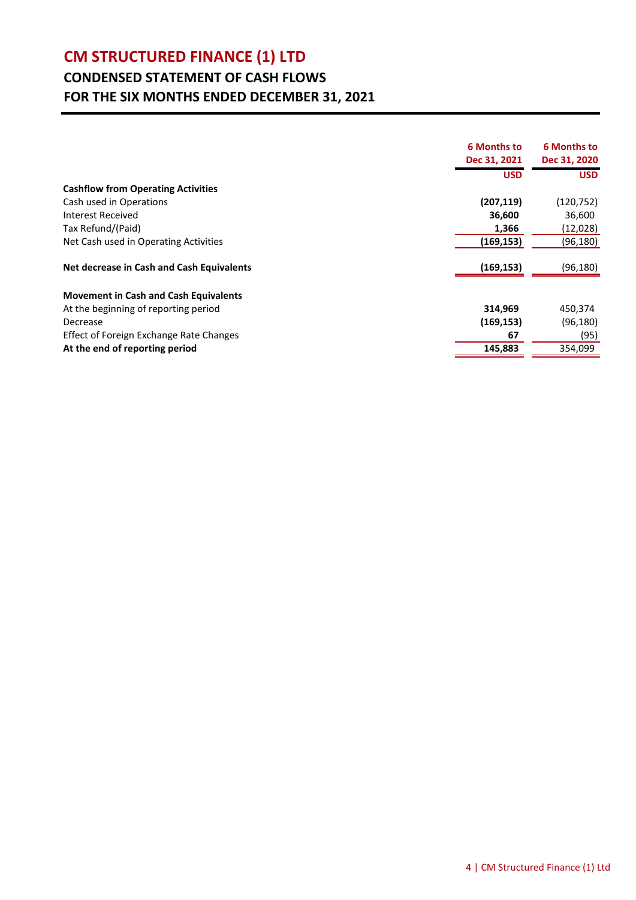# CM STRUCTURED FINANCE (1) LTD

## CONDENSED STATEMENT OF CASH FLOWS

## FOR THE SIX MONTHS ENDED DECEMBER 31, 2021

| | 6 Months to Dec 31, 2021 | 6 Months to Dec 31, 2020 |
|---|---|---|
| | **USD** | **USD** |
| **Cashflow from Operating Activities** | | |
| Cash used in Operations | **(207,119)** | (120,752) |
| Interest Received | **36,600** | 36,600 |
| Tax Refund/(Paid) | **1,366** | (12,028) |
| Net Cash used in Operating Activities | **(169,153)** | (96,180) |
| **Net decrease in Cash and Cash Equivalents** | **(169,153)** | (96,180) |
| **Movement in Cash and Cash Equivalents** | | |
| At the beginning of reporting period | **314,969** | 450,374 |
| Decrease | **(169,153)** | (96,180) |
| Effect of Foreign Exchange Rate Changes | **67** | (95) |
| **At the end of reporting period** | **145,883** | 354,099 |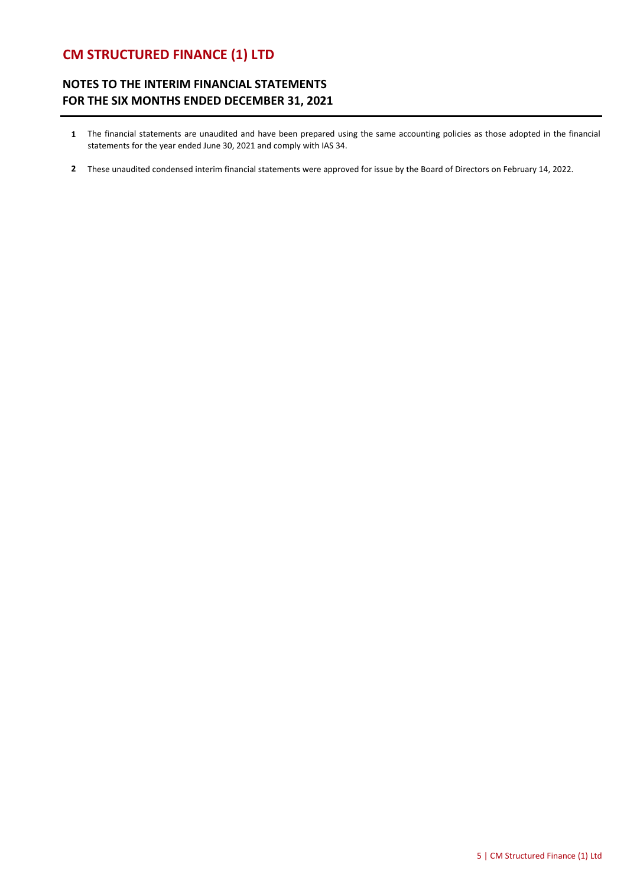# CM STRUCTURED FINANCE (1) LTD

## NOTES TO THE INTERIM FINANCIAL STATEMENTS FOR THE SIX MONTHS ENDED DECEMBER 31, 2021

1. The financial statements are unaudited and have been prepared using the same accounting policies as those adopted in the financial statements for the year ended June 30, 2021 and comply with IAS 34.

2. These unaudited condensed interim financial statements were approved for issue by the Board of Directors on February 14, 2022.